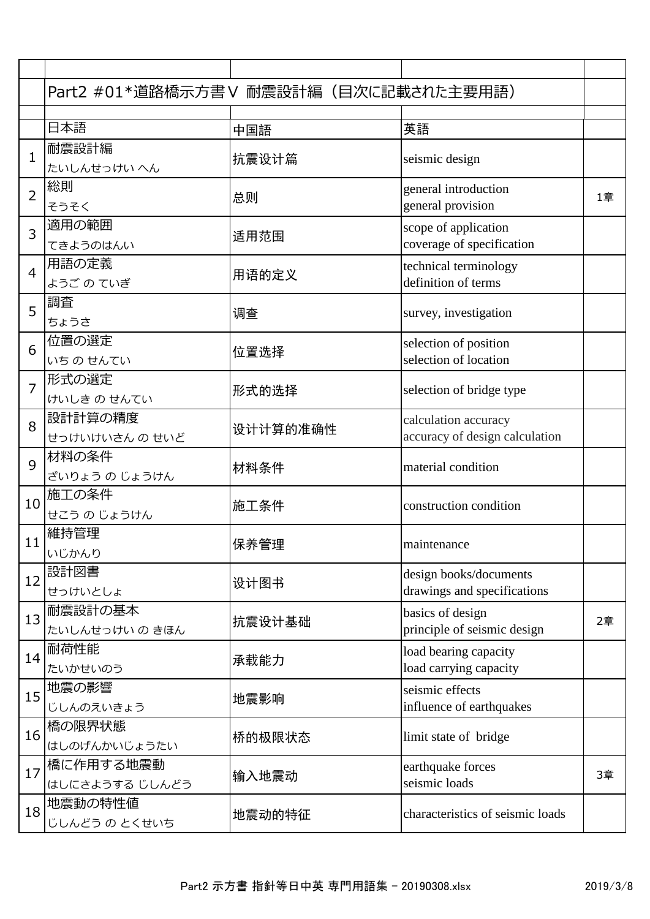## Part2 #01*道路橋示方書Ⅴ 耐震設計編（目次に記載された主要用語）

| | 日本語 | 中国語 | 英語 | |
|---|---|---|---|---|
| 1 | 耐震設計編<br>たいしんせっけい へん | 抗震设计篇 | seismic design | |
| 2 | 総則<br>そうそく | 总则 | general introduction<br>general provision | 1章 |
| 3 | 適用の範囲<br>てきようのはんい | 适用范围 | scope of application<br>coverage of specification | |
| 4 | 用語の定義<br>ようご の ていぎ | 用语的定义 | technical terminology<br>definition of terms | |
| 5 | 調査<br>ちょうさ | 调查 | survey, investigation | |
| 6 | 位置の選定<br>いち の せんてい | 位置选择 | selection of position<br>selection of location | |
| 7 | 形式の選定<br>けいしき の せんてい | 形式的选择 | selection of bridge type | |
| 8 | 設計計算の精度<br>せっけいけいさん の せいど | 设计计算的准确性 | calculation accuracy<br>accuracy of design calculation | |
| 9 | 材料の条件<br>ざいりょう の じょうけん | 材料条件 | material condition | |
| 10 | 施工の条件<br>せこう の じょうけん | 施工条件 | construction condition | |
| 11 | 維持管理<br>いじかんり | 保养管理 | maintenance | |
| 12 | 設計図書<br>せっけいとしょ | 设计图书 | design books/documents<br>drawings and specifications | |
| 13 | 耐震設計の基本<br>たいしんせっけい の きほん | 抗震设计基础 | basics of design<br>principle of seismic design | 2章 |
| 14 | 耐荷性能<br>たいかせいのう | 承载能力 | load bearing capacity<br>load carrying capacity | |
| 15 | 地震の影響<br>じしんのえいきょう | 地震影响 | seismic effects<br>influence of earthquakes | |
| 16 | 橋の限界状態<br>はしのげんかいじょうたい | 桥的极限状态 | limit state of bridge | |
| 17 | 橋に作用する地震動<br>はしにさようする じしんどう | 输入地震动 | earthquake forces<br>seismic loads | 3章 |
| 18 | 地震動の特性値<br>じしんどう の とくせいち | 地震动的特征 | characteristics of seismic loads | |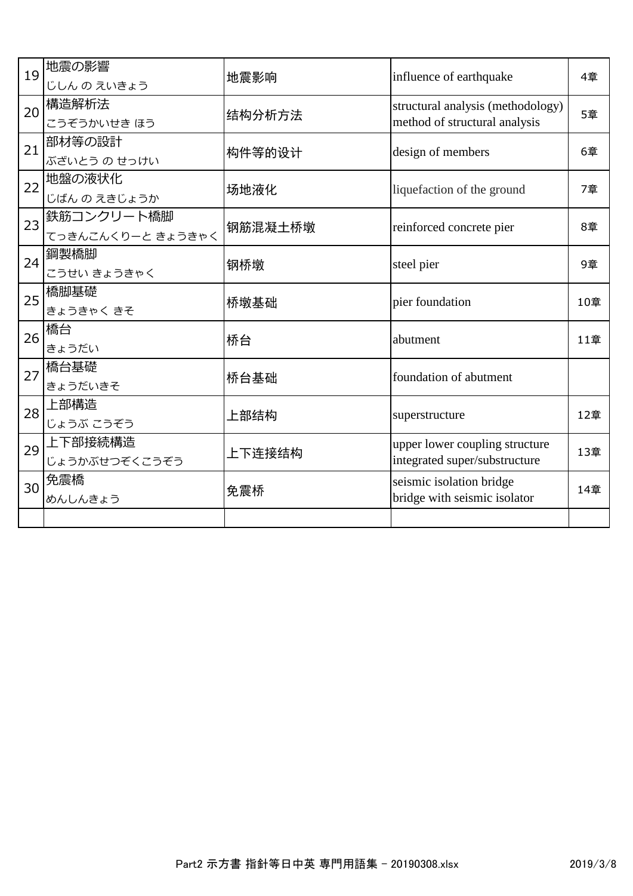| | | | | |
|---|---|---|---|---|
| 19 | 地震の影響<br>じしん の えいきょう | 地震影响 | influence of earthquake | 4章 |
| 20 | 構造解析法<br>こうぞうかいせき ほう | 结构分析方法 | structural analysis (methodology)<br>method of structural analysis | 5章 |
| 21 | 部材等の設計<br>ぶざいとう の せっけい | 构件等的设计 | design of members | 6章 |
| 22 | 地盤の液状化<br>じばん の えきじょうか | 场地液化 | liquefaction of the ground | 7章 |
| 23 | 鉄筋コンクリート橋脚<br>てっきんこんくりーと きょうきゃく | 钢筋混凝土桥墩 | reinforced concrete pier | 8章 |
| 24 | 鋼製橋脚<br>こうせい きょうきゃく | 钢桥墩 | steel pier | 9章 |
| 25 | 橋脚基礎<br>きょうきゃく きそ | 桥墩基础 | pier foundation | 10章 |
| 26 | 橋台<br>きょうだい | 桥台 | abutment | 11章 |
| 27 | 橋台基礎<br>きょうだいきそ | 桥台基础 | foundation of abutment | |
| 28 | 上部構造<br>じょうぶ こうぞう | 上部结构 | superstructure | 12章 |
| 29 | 上下部接続構造<br>じょうかぶせつぞくこうぞう | 上下连接结构 | upper lower coupling structure<br>integrated super/substructure | 13章 |
| 30 | 免震橋<br>めんしんきょう | 免震桥 | seismic isolation bridge<br>bridge with seismic isolator | 14章 |
| | | | | |